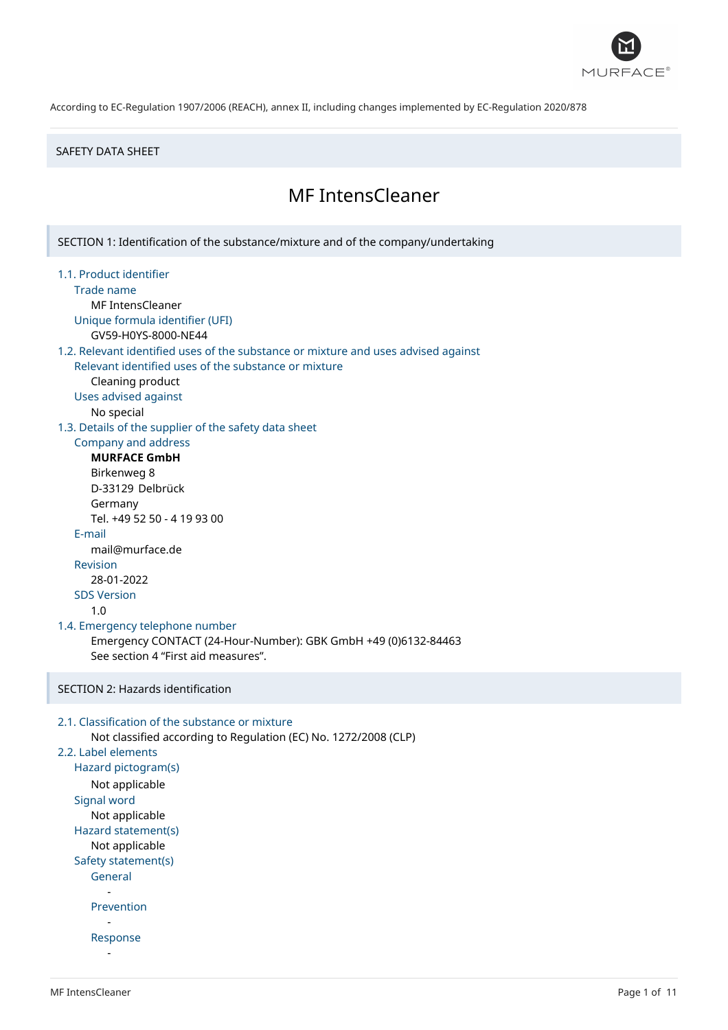According to EC-Regulation 1907/2006 (REACH), annex II, including changes implemented by EC-Regulation 2020/878

SAFETY DATA SHEET

# MF IntensCleaner

## SECTION 1: Identification of the substance/mixture and of the company/undertaking

### 1.1. Product identifier

**Trade name**

MF IntensCleaner

**Unique formula identifier (UFI)**

GV59-H0YS-8000-NE44

### 1.2. Relevant identified uses of the substance or mixture and uses advised against

**Relevant identified uses of the substance or mixture**

Cleaning product

**Uses advised against**

No special

### 1.3. Details of the supplier of the safety data sheet

**Company and address**

**MURFACE GmbH**
Birkenweg 8
D-33129 Delbrück
Germany
Tel. +49 52 50 - 4 19 93 00

**E-mail**

mail@murface.de

**Revision**

28-01-2022

**SDS Version**

1.0

### 1.4. Emergency telephone number

Emergency CONTACT (24-Hour-Number): GBK GmbH +49 (0)6132-84463
See section 4 “First aid measures”.

## SECTION 2: Hazards identification

### 2.1. Classification of the substance or mixture

Not classified according to Regulation (EC) No. 1272/2008 (CLP)

### 2.2. Label elements

**Hazard pictogram(s)**

Not applicable

**Signal word**

Not applicable

**Hazard statement(s)**

Not applicable

**Safety statement(s)**

General

-

Prevention

-

Response

-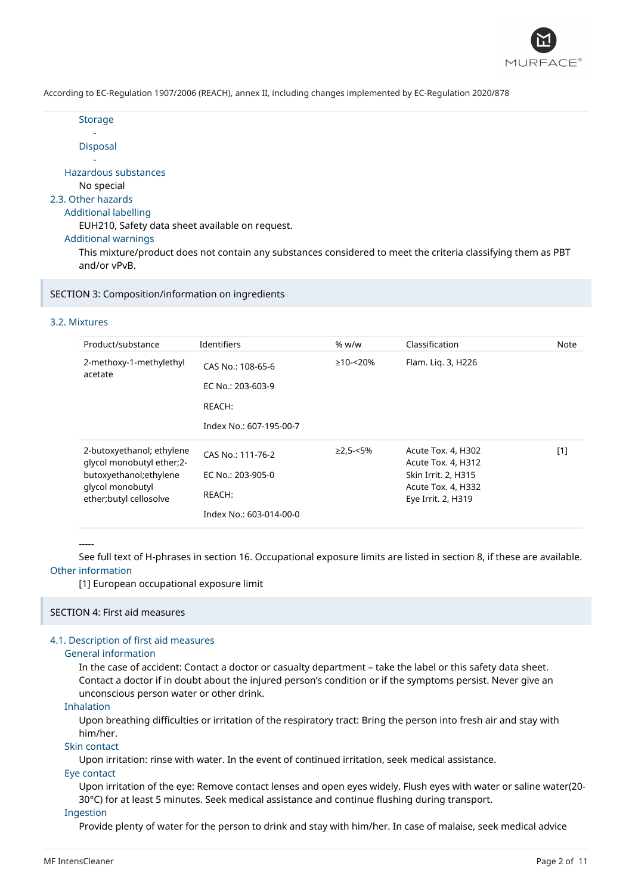Storage

-

Disposal

-

Hazardous substances

No special

### 2.3. Other hazards

Additional labelling

EUH210, Safety data sheet available on request.

Additional warnings

This mixture/product does not contain any substances considered to meet the criteria classifying them as PBT and/or vPvB.

## SECTION 3: Composition/information on ingredients

### 3.2. Mixtures

| Product/substance | Identifiers | % w/w | Classification | Note |
|---|---|---|---|---|
| 2-methoxy-1-methylethyl acetate | CAS No.: 108-65-6<br>EC No.: 203-603-9<br>REACH:<br>Index No.: 607-195-00-7 | ≥10-<20% | Flam. Liq. 3, H226 | |
| 2-butoxyethanol; ethylene glycol monobutyl ether;2-butoxyethanol;ethylene glycol monobutyl ether;butyl cellosolve | CAS No.: 111-76-2<br>EC No.: 203-905-0<br>REACH:<br>Index No.: 603-014-00-0 | ≥2,5-<5% | Acute Tox. 4, H302<br>Acute Tox. 4, H312<br>Skin Irrit. 2, H315<br>Acute Tox. 4, H332<br>Eye Irrit. 2, H319 | [1] |

-----

See full text of H-phrases in section 16. Occupational exposure limits are listed in section 8, if these are available.

Other information

[1] European occupational exposure limit

## SECTION 4: First aid measures

### 4.1. Description of first aid measures

General information

In the case of accident: Contact a doctor or casualty department – take the label or this safety data sheet. Contact a doctor if in doubt about the injured person's condition or if the symptoms persist. Never give an unconscious person water or other drink.

Inhalation

Upon breathing difficulties or irritation of the respiratory tract: Bring the person into fresh air and stay with him/her.

Skin contact

Upon irritation: rinse with water. In the event of continued irritation, seek medical assistance.

Eye contact

Upon irritation of the eye: Remove contact lenses and open eyes widely. Flush eyes with water or saline water(20-30°C) for at least 5 minutes. Seek medical assistance and continue flushing during transport.

Ingestion

Provide plenty of water for the person to drink and stay with him/her. In case of malaise, seek medical advice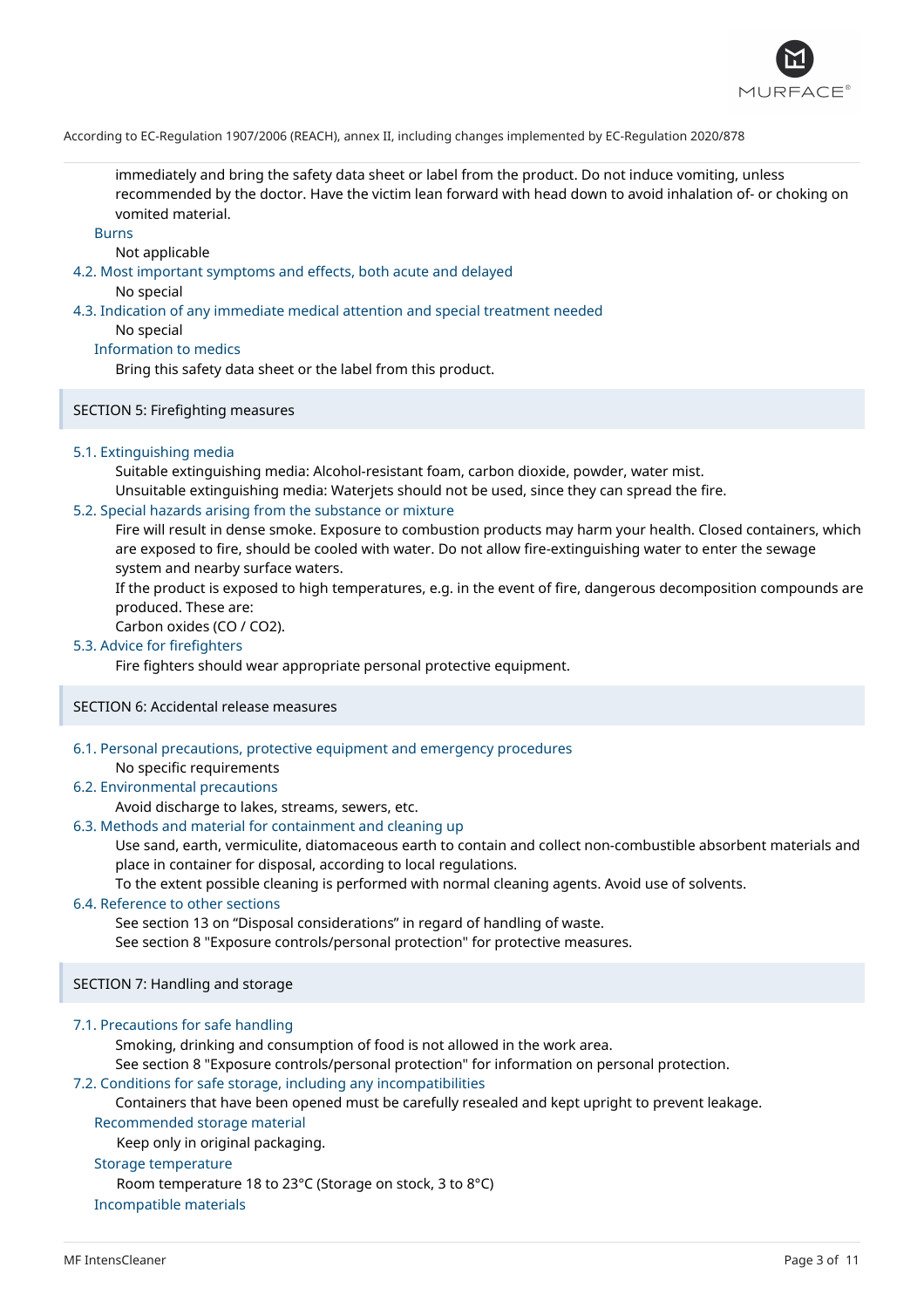immediately and bring the safety data sheet or label from the product. Do not induce vomiting, unless recommended by the doctor. Have the victim lean forward with head down to avoid inhalation of- or choking on vomited material.

**Burns**

Not applicable

### 4.2. Most important symptoms and effects, both acute and delayed

No special

### 4.3. Indication of any immediate medical attention and special treatment needed

No special

**Information to medics**

Bring this safety data sheet or the label from this product.

## SECTION 5: Firefighting measures

### 5.1. Extinguishing media

Suitable extinguishing media: Alcohol-resistant foam, carbon dioxide, powder, water mist.
Unsuitable extinguishing media: Waterjets should not be used, since they can spread the fire.

### 5.2. Special hazards arising from the substance or mixture

Fire will result in dense smoke. Exposure to combustion products may harm your health. Closed containers, which are exposed to fire, should be cooled with water. Do not allow fire-extinguishing water to enter the sewage system and nearby surface waters.
If the product is exposed to high temperatures, e.g. in the event of fire, dangerous decomposition compounds are produced. These are:
Carbon oxides ($CO$ / $CO_2$).

### 5.3. Advice for firefighters

Fire fighters should wear appropriate personal protective equipment.

## SECTION 6: Accidental release measures

### 6.1. Personal precautions, protective equipment and emergency procedures

No specific requirements

### 6.2. Environmental precautions

Avoid discharge to lakes, streams, sewers, etc.

### 6.3. Methods and material for containment and cleaning up

Use sand, earth, vermiculite, diatomaceous earth to contain and collect non-combustible absorbent materials and place in container for disposal, according to local regulations.
To the extent possible cleaning is performed with normal cleaning agents. Avoid use of solvents.

### 6.4. Reference to other sections

See section 13 on “Disposal considerations” in regard of handling of waste.
See section 8 "Exposure controls/personal protection" for protective measures.

## SECTION 7: Handling and storage

### 7.1. Precautions for safe handling

Smoking, drinking and consumption of food is not allowed in the work area.
See section 8 "Exposure controls/personal protection" for information on personal protection.

### 7.2. Conditions for safe storage, including any incompatibilities

Containers that have been opened must be carefully resealed and kept upright to prevent leakage.

**Recommended storage material**

Keep only in original packaging.

**Storage temperature**

Room temperature 18 to 23°C (Storage on stock, 3 to 8°C)

**Incompatible materials**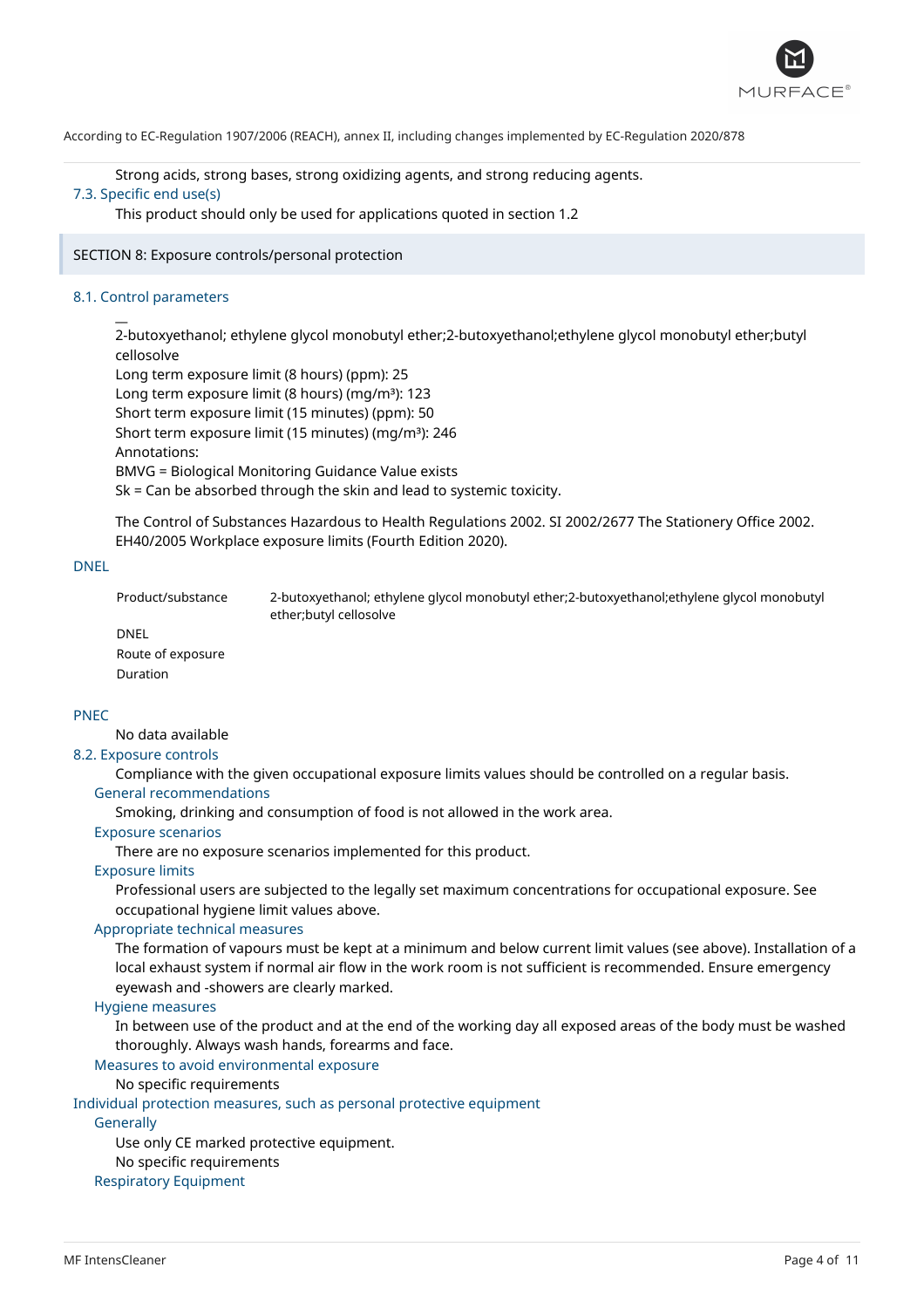Strong acids, strong bases, strong oxidizing agents, and strong reducing agents.

### 7.3. Specific end use(s)

This product should only be used for applications quoted in section 1.2

## SECTION 8: Exposure controls/personal protection

### 8.1. Control parameters

—
2-butoxyethanol; ethylene glycol monobutyl ether;2-butoxyethanol;ethylene glycol monobutyl ether;butyl cellosolve
Long term exposure limit (8 hours) (ppm): 25
Long term exposure limit (8 hours) (mg/m³): 123
Short term exposure limit (15 minutes) (ppm): 50
Short term exposure limit (15 minutes) (mg/m³): 246
Annotations:
BMVG = Biological Monitoring Guidance Value exists
Sk = Can be absorbed through the skin and lead to systemic toxicity.

The Control of Substances Hazardous to Health Regulations 2002. SI 2002/2677 The Stationery Office 2002. EH40/2005 Workplace exposure limits (Fourth Edition 2020).

### DNEL

| Product/substance | 2-butoxyethanol; ethylene glycol monobutyl ether;2-butoxyethanol;ethylene glycol monobutyl ether;butyl cellosolve |
|---|---|
| DNEL | |
| Route of exposure | |
| Duration | |

### PNEC

No data available

### 8.2. Exposure controls

Compliance with the given occupational exposure limits values should be controlled on a regular basis.

#### General recommendations

Smoking, drinking and consumption of food is not allowed in the work area.

#### Exposure scenarios

There are no exposure scenarios implemented for this product.

#### Exposure limits

Professional users are subjected to the legally set maximum concentrations for occupational exposure. See occupational hygiene limit values above.

#### Appropriate technical measures

The formation of vapours must be kept at a minimum and below current limit values (see above). Installation of a local exhaust system if normal air flow in the work room is not sufficient is recommended. Ensure emergency eyewash and -showers are clearly marked.

#### Hygiene measures

In between use of the product and at the end of the working day all exposed areas of the body must be washed thoroughly. Always wash hands, forearms and face.

#### Measures to avoid environmental exposure

No specific requirements

### Individual protection measures, such as personal protective equipment

#### Generally

Use only CE marked protective equipment.
No specific requirements

#### Respiratory Equipment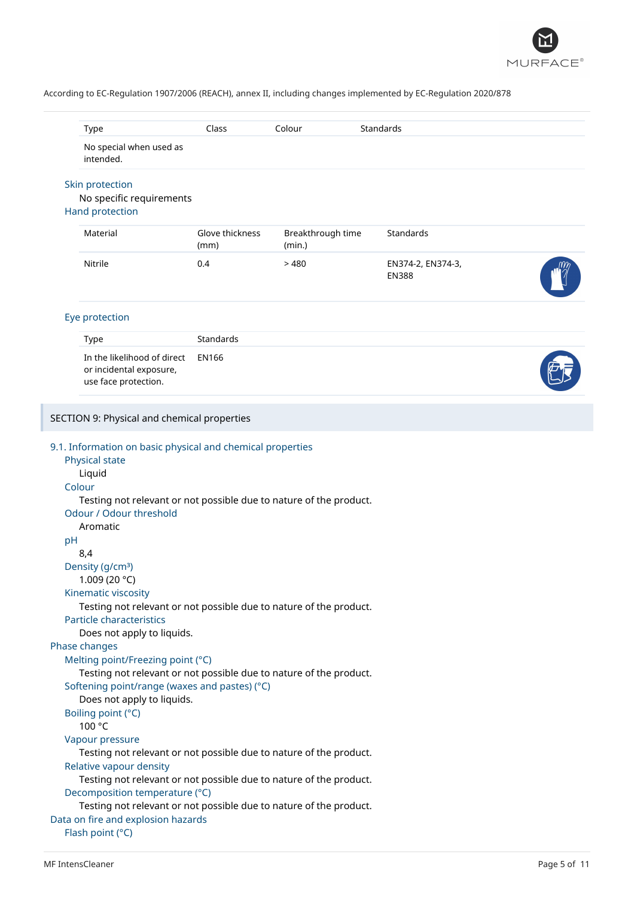According to EC-Regulation 1907/2006 (REACH), annex II, including changes implemented by EC-Regulation 2020/878

| Type | Class | Colour | Standards |
|---|---|---|---|
| No special when used as intended. | | | |

### Skin protection

No specific requirements

### Hand protection

| Material | Glove thickness (mm) | Breakthrough time (min.) | Standards |
|---|---|---|---|
| Nitrile | 0.4 | > 480 | EN374-2, EN374-3, EN388 |

### Eye protection

| Type | Standards |
|---|---|
| In the likelihood of direct or incidental exposure, use face protection. | EN166 |

## SECTION 9: Physical and chemical properties

### 9.1. Information on basic physical and chemical properties

**Physical state**
Liquid

**Colour**
Testing not relevant or not possible due to nature of the product.

**Odour / Odour threshold**
Aromatic

**pH**
8,4

**Density (g/cm³)**
1.009 (20 °C)

**Kinematic viscosity**
Testing not relevant or not possible due to nature of the product.

**Particle characteristics**
Does not apply to liquids.

### Phase changes

**Melting point/Freezing point (°C)**
Testing not relevant or not possible due to nature of the product.

**Softening point/range (waxes and pastes) (°C)**
Does not apply to liquids.

**Boiling point (°C)**
100 °C

**Vapour pressure**
Testing not relevant or not possible due to nature of the product.

**Relative vapour density**
Testing not relevant or not possible due to nature of the product.

**Decomposition temperature (°C)**
Testing not relevant or not possible due to nature of the product.

### Data on fire and explosion hazards

**Flash point (°C)**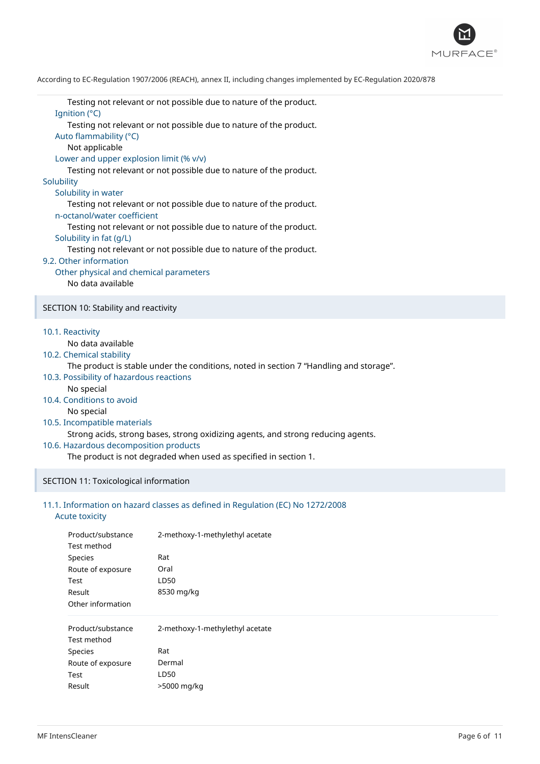Testing not relevant or not possible due to nature of the product.

Ignition (°C)

Testing not relevant or not possible due to nature of the product.

Auto flammability (°C)

Not applicable

Lower and upper explosion limit (% v/v)

Testing not relevant or not possible due to nature of the product.

Solubility

Solubility in water

Testing not relevant or not possible due to nature of the product.

n-octanol/water coefficient

Testing not relevant or not possible due to nature of the product.

Solubility in fat (g/L)

Testing not relevant or not possible due to nature of the product.

### 9.2. Other information

Other physical and chemical parameters

No data available

## SECTION 10: Stability and reactivity

### 10.1. Reactivity

No data available

### 10.2. Chemical stability

The product is stable under the conditions, noted in section 7 “Handling and storage”.

### 10.3. Possibility of hazardous reactions

No special

### 10.4. Conditions to avoid

No special

### 10.5. Incompatible materials

Strong acids, strong bases, strong oxidizing agents, and strong reducing agents.

### 10.6. Hazardous decomposition products

The product is not degraded when used as specified in section 1.

## SECTION 11: Toxicological information

### 11.1. Information on hazard classes as defined in Regulation (EC) No 1272/2008

Acute toxicity

| | |
|---|---|
| Product/substance | 2-methoxy-1-methylethyl acetate |
| Test method | |
| Species | Rat |
| Route of exposure | Oral |
| Test | LD50 |
| Result | 8530 mg/kg |
| Other information | |

| | |
|---|---|
| Product/substance | 2-methoxy-1-methylethyl acetate |
| Test method | |
| Species | Rat |
| Route of exposure | Dermal |
| Test | LD50 |
| Result | >5000 mg/kg |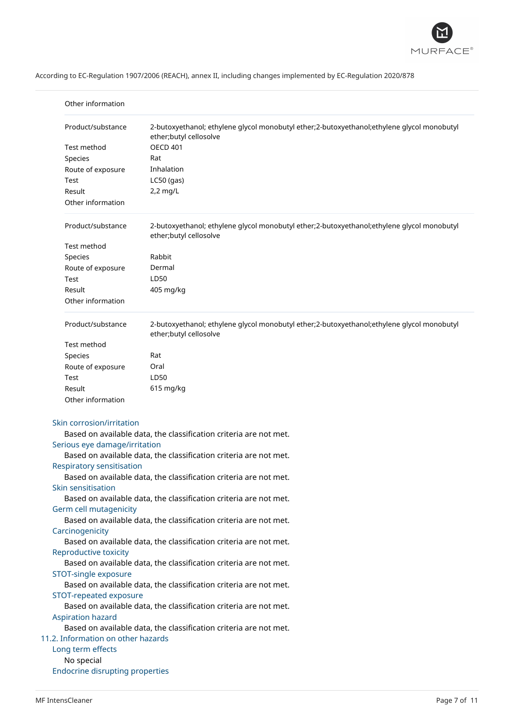Other information

| | |
|---|---|
| Product/substance | 2-butoxyethanol; ethylene glycol monobutyl ether;2-butoxyethanol;ethylene glycol monobutyl ether;butyl cellosolve |
| Test method | OECD 401 |
| Species | Rat |
| Route of exposure | Inhalation |
| Test | LC50 (gas) |
| Result | 2,2 mg/L |
| Other information | |

| | |
|---|---|
| Product/substance | 2-butoxyethanol; ethylene glycol monobutyl ether;2-butoxyethanol;ethylene glycol monobutyl ether;butyl cellosolve |
| Test method | |
| Species | Rabbit |
| Route of exposure | Dermal |
| Test | LD50 |
| Result | 405 mg/kg |
| Other information | |

| | |
|---|---|
| Product/substance | 2-butoxyethanol; ethylene glycol monobutyl ether;2-butoxyethanol;ethylene glycol monobutyl ether;butyl cellosolve |
| Test method | |
| Species | Rat |
| Route of exposure | Oral |
| Test | LD50 |
| Result | 615 mg/kg |
| Other information | |

#### Skin corrosion/irritation

Based on available data, the classification criteria are not met.

#### Serious eye damage/irritation

Based on available data, the classification criteria are not met.

#### Respiratory sensitisation

Based on available data, the classification criteria are not met.

#### Skin sensitisation

Based on available data, the classification criteria are not met.

#### Germ cell mutagenicity

Based on available data, the classification criteria are not met.

#### Carcinogenicity

Based on available data, the classification criteria are not met.

#### Reproductive toxicity

Based on available data, the classification criteria are not met.

#### STOT-single exposure

Based on available data, the classification criteria are not met.

#### STOT-repeated exposure

Based on available data, the classification criteria are not met.

#### Aspiration hazard

Based on available data, the classification criteria are not met.

### 11.2. Information on other hazards

#### Long term effects

No special

#### Endocrine disrupting properties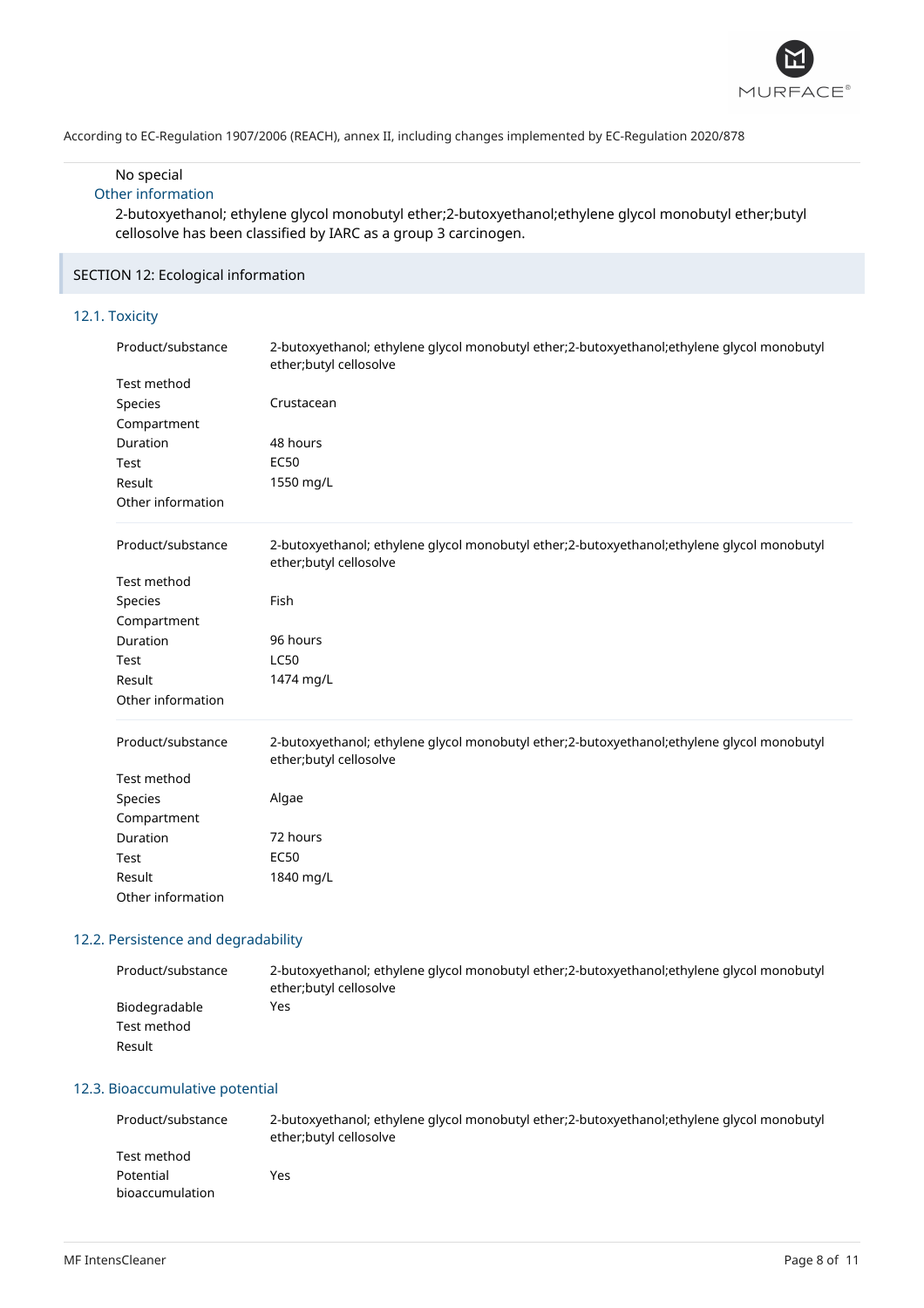No special

### Other information

2-butoxyethanol; ethylene glycol monobutyl ether;2-butoxyethanol;ethylene glycol monobutyl ether;butyl cellosolve has been classified by IARC as a group 3 carcinogen.

## SECTION 12: Ecological information

### 12.1. Toxicity

| | |
|---|---|
| Product/substance | 2-butoxyethanol; ethylene glycol monobutyl ether;2-butoxyethanol;ethylene glycol monobutyl ether;butyl cellosolve |
| Test method | |
| Species | Crustacean |
| Compartment | |
| Duration | 48 hours |
| Test | EC50 |
| Result | 1550 mg/L |
| Other information | |

| | |
|---|---|
| Product/substance | 2-butoxyethanol; ethylene glycol monobutyl ether;2-butoxyethanol;ethylene glycol monobutyl ether;butyl cellosolve |
| Test method | |
| Species | Fish |
| Compartment | |
| Duration | 96 hours |
| Test | LC50 |
| Result | 1474 mg/L |
| Other information | |

| | |
|---|---|
| Product/substance | 2-butoxyethanol; ethylene glycol monobutyl ether;2-butoxyethanol;ethylene glycol monobutyl ether;butyl cellosolve |
| Test method | |
| Species | Algae |
| Compartment | |
| Duration | 72 hours |
| Test | EC50 |
| Result | 1840 mg/L |
| Other information | |

### 12.2. Persistence and degradability

| | |
|---|---|
| Product/substance | 2-butoxyethanol; ethylene glycol monobutyl ether;2-butoxyethanol;ethylene glycol monobutyl ether;butyl cellosolve |
| Biodegradable | Yes |
| Test method | |
| Result | |

### 12.3. Bioaccumulative potential

| | |
|---|---|
| Product/substance | 2-butoxyethanol; ethylene glycol monobutyl ether;2-butoxyethanol;ethylene glycol monobutyl ether;butyl cellosolve |
| Test method | |
| Potential bioaccumulation | Yes |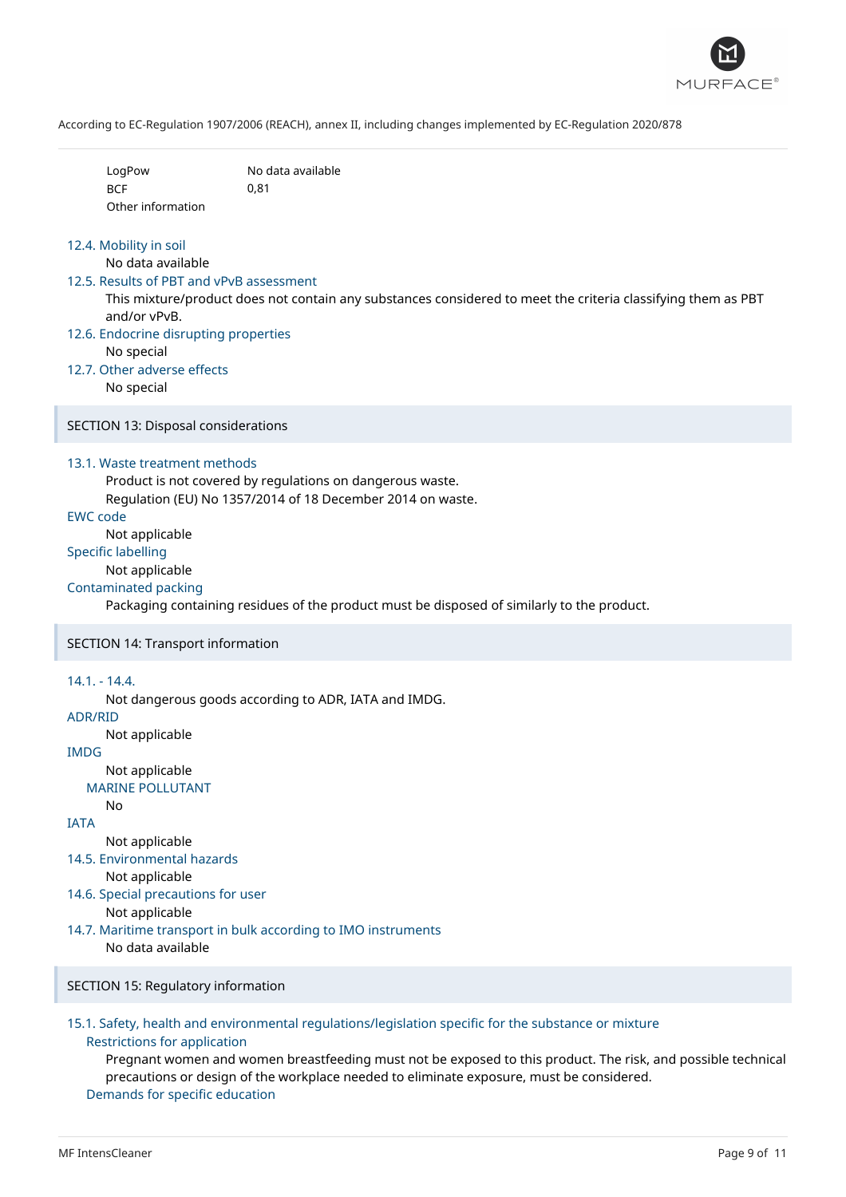| | |
|---|---|
| LogPow | No data available |
| BCF | 0,81 |
| Other information | |

### 12.4. Mobility in soil

No data available

### 12.5. Results of PBT and vPvB assessment

This mixture/product does not contain any substances considered to meet the criteria classifying them as PBT and/or vPvB.

### 12.6. Endocrine disrupting properties

No special

### 12.7. Other adverse effects

No special

## SECTION 13: Disposal considerations

### 13.1. Waste treatment methods

Product is not covered by regulations on dangerous waste.
Regulation (EU) No 1357/2014 of 18 December 2014 on waste.

**EWC code**

Not applicable

**Specific labelling**

Not applicable

**Contaminated packing**

Packaging containing residues of the product must be disposed of similarly to the product.

## SECTION 14: Transport information

### 14.1. - 14.4.

Not dangerous goods according to ADR, IATA and IMDG.

**ADR/RID**

Not applicable

**IMDG**

Not applicable

**MARINE POLLUTANT**

No

**IATA**

Not applicable

### 14.5. Environmental hazards

Not applicable

### 14.6. Special precautions for user

Not applicable

### 14.7. Maritime transport in bulk according to IMO instruments

No data available

## SECTION 15: Regulatory information

### 15.1. Safety, health and environmental regulations/legislation specific for the substance or mixture

**Restrictions for application**

Pregnant women and women breastfeeding must not be exposed to this product. The risk, and possible technical precautions or design of the workplace needed to eliminate exposure, must be considered.

**Demands for specific education**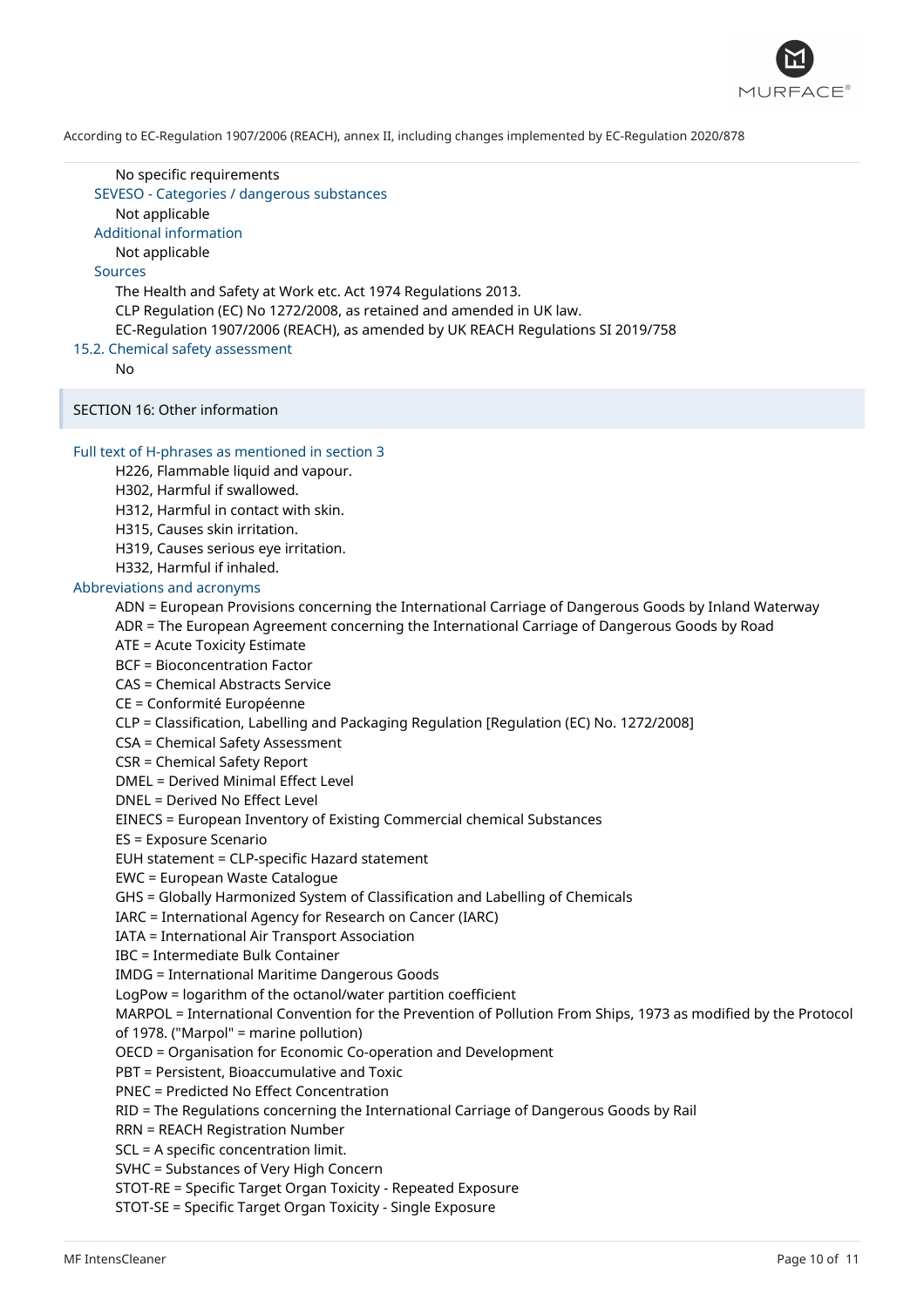No specific requirements

SEVESO - Categories / dangerous substances

Not applicable

Additional information

Not applicable

Sources

The Health and Safety at Work etc. Act 1974 Regulations 2013.
CLP Regulation (EC) No 1272/2008, as retained and amended in UK law.
EC-Regulation 1907/2006 (REACH), as amended by UK REACH Regulations SI 2019/758

### 15.2. Chemical safety assessment

No

## SECTION 16: Other information

### Full text of H-phrases as mentioned in section 3

H226, Flammable liquid and vapour.
H302, Harmful if swallowed.
H312, Harmful in contact with skin.
H315, Causes skin irritation.
H319, Causes serious eye irritation.
H332, Harmful if inhaled.

### Abbreviations and acronyms

ADN = European Provisions concerning the International Carriage of Dangerous Goods by Inland Waterway
ADR = The European Agreement concerning the International Carriage of Dangerous Goods by Road
ATE = Acute Toxicity Estimate
BCF = Bioconcentration Factor
CAS = Chemical Abstracts Service
CE = Conformité Européenne
CLP = Classification, Labelling and Packaging Regulation [Regulation (EC) No. 1272/2008]
CSA = Chemical Safety Assessment
CSR = Chemical Safety Report
DMEL = Derived Minimal Effect Level
DNEL = Derived No Effect Level
EINECS = European Inventory of Existing Commercial chemical Substances
ES = Exposure Scenario
EUH statement = CLP-specific Hazard statement
EWC = European Waste Catalogue
GHS = Globally Harmonized System of Classification and Labelling of Chemicals
IARC = International Agency for Research on Cancer (IARC)
IATA = International Air Transport Association
IBC = Intermediate Bulk Container
IMDG = International Maritime Dangerous Goods
LogPow = logarithm of the octanol/water partition coefficient
MARPOL = International Convention for the Prevention of Pollution From Ships, 1973 as modified by the Protocol of 1978. ("Marpol" = marine pollution)
OECD = Organisation for Economic Co-operation and Development
PBT = Persistent, Bioaccumulative and Toxic
PNEC = Predicted No Effect Concentration
RID = The Regulations concerning the International Carriage of Dangerous Goods by Rail
RRN = REACH Registration Number
SCL = A specific concentration limit.
SVHC = Substances of Very High Concern
STOT-RE = Specific Target Organ Toxicity - Repeated Exposure
STOT-SE = Specific Target Organ Toxicity - Single Exposure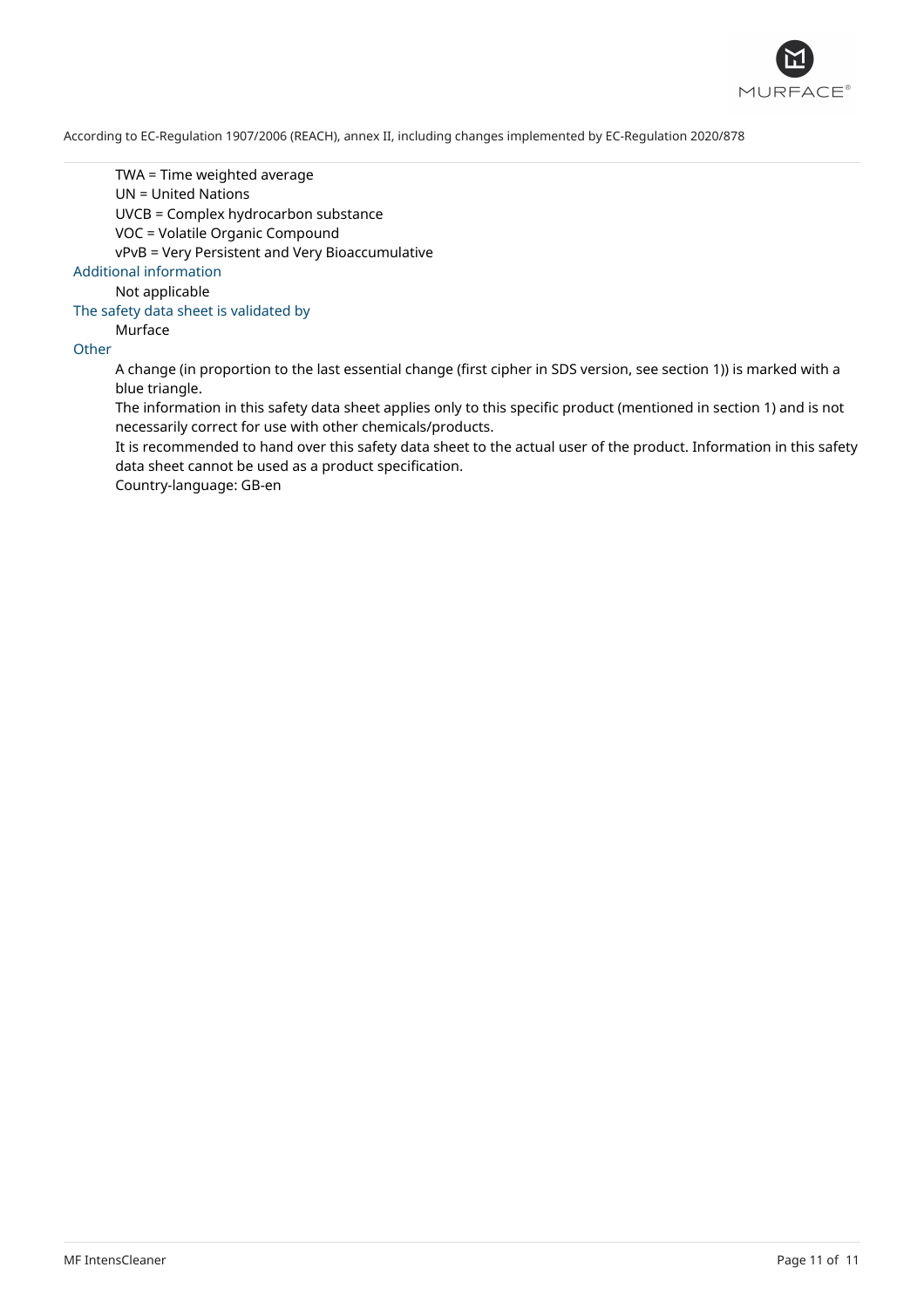TWA = Time weighted average
UN = United Nations
UVCB = Complex hydrocarbon substance
VOC = Volatile Organic Compound
vPvB = Very Persistent and Very Bioaccumulative

### Additional information

Not applicable

### The safety data sheet is validated by

Murface

### Other

A change (in proportion to the last essential change (first cipher in SDS version, see section 1)) is marked with a blue triangle.
The information in this safety data sheet applies only to this specific product (mentioned in section 1) and is not necessarily correct for use with other chemicals/products.
It is recommended to hand over this safety data sheet to the actual user of the product. Information in this safety data sheet cannot be used as a product specification.
Country-language: GB-en